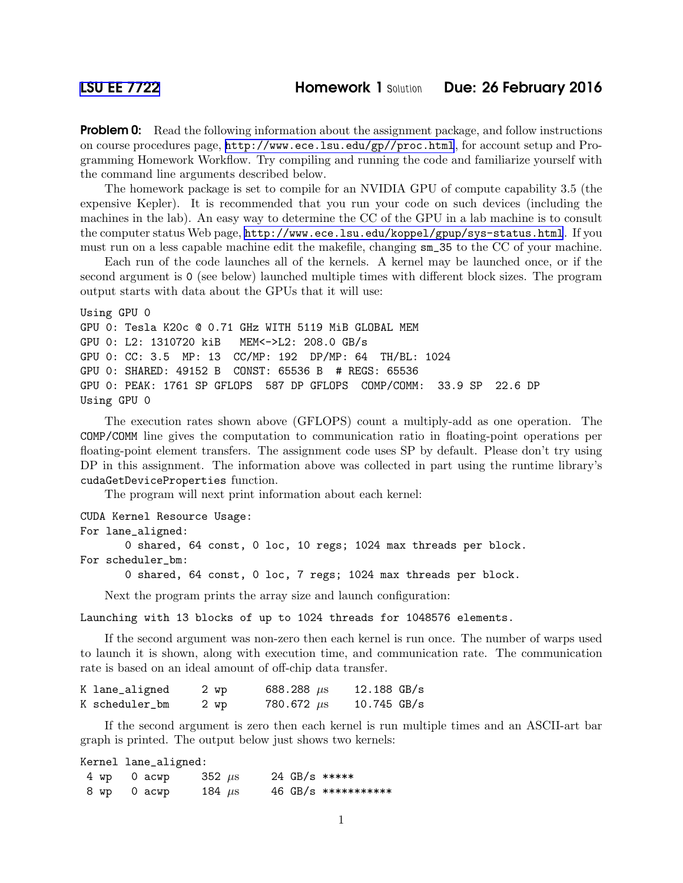LSU EE 7722 **Homework 1** Solution **Due: 26 February 2016**

**Problem 0:** Read the following information about the assignment package, and follow instructions on course procedures page, http://www.ece.lsu.edu/gp//proc.html, for account setup and Programming Homework Workflow. Try compiling and running the code and familiarize yourself with the command line arguments described below.

The homework package is set to compile for an NVIDIA GPU of compute capability 3.5 (the expensive Kepler). It is recommended that you run your code on such devices (including the machines in the lab). An easy way to determine the CC of the GPU in a lab machine is to consult the computer status Web page, http://www.ece.lsu.edu/koppel/gpup/sys-status.html. If you must run on a less capable machine edit the makefile, changing `sm_35` to the CC of your machine.

Each run of the code launches all of the kernels. A kernel may be launched once, or if the second argument is `0` (see below) launched multiple times with different block sizes. The program output starts with data about the GPUs that it will use:

```
Using GPU 0
GPU 0: Tesla K20c @ 0.71 GHz WITH 5119 MiB GLOBAL MEM
GPU 0: L2: 1310720 kiB   MEM<->L2: 208.0 GB/s
GPU 0: CC: 3.5  MP: 13  CC/MP: 192  DP/MP: 64  TH/BL: 1024
GPU 0: SHARED: 49152 B  CONST: 65536 B  # REGS: 65536
GPU 0: PEAK: 1761 SP GFLOPS  587 DP GFLOPS  COMP/COMM:  33.9 SP  22.6 DP
Using GPU 0
```

The execution rates shown above (GFLOPS) count a multiply-add as one operation. The `COMP/COMM` line gives the computation to communication ratio in floating-point operations per floating-point element transfers. The assignment code uses SP by default. Please don't try using DP in this assignment. The information above was collected in part using the runtime library's `cudaGetDeviceProperties` function.

The program will next print information about each kernel:

```
CUDA Kernel Resource Usage:
For lane_aligned:
      0 shared, 64 const, 0 loc, 10 regs; 1024 max threads per block.
For scheduler_bm:
      0 shared, 64 const, 0 loc, 7 regs; 1024 max threads per block.
```

Next the program prints the array size and launch configuration:

```
Launching with 13 blocks of up to 1024 threads for 1048576 elements.
```

If the second argument was non-zero then each kernel is run once. The number of warps used to launch it is shown, along with execution time, and communication rate. The communication rate is based on an ideal amount of off-chip data transfer.

```
K lane_aligned     2 wp      688.288 μs     12.188 GB/s
K scheduler_bm     2 wp      780.672 μs     10.745 GB/s
```

If the second argument is zero then each kernel is run multiple times and an ASCII-art bar graph is printed. The output below just shows two kernels:

```
Kernel lane_aligned:
 4 wp   0 acwp     352 μs      24 GB/s *****
 8 wp   0 acwp     184 μs      46 GB/s ***********
```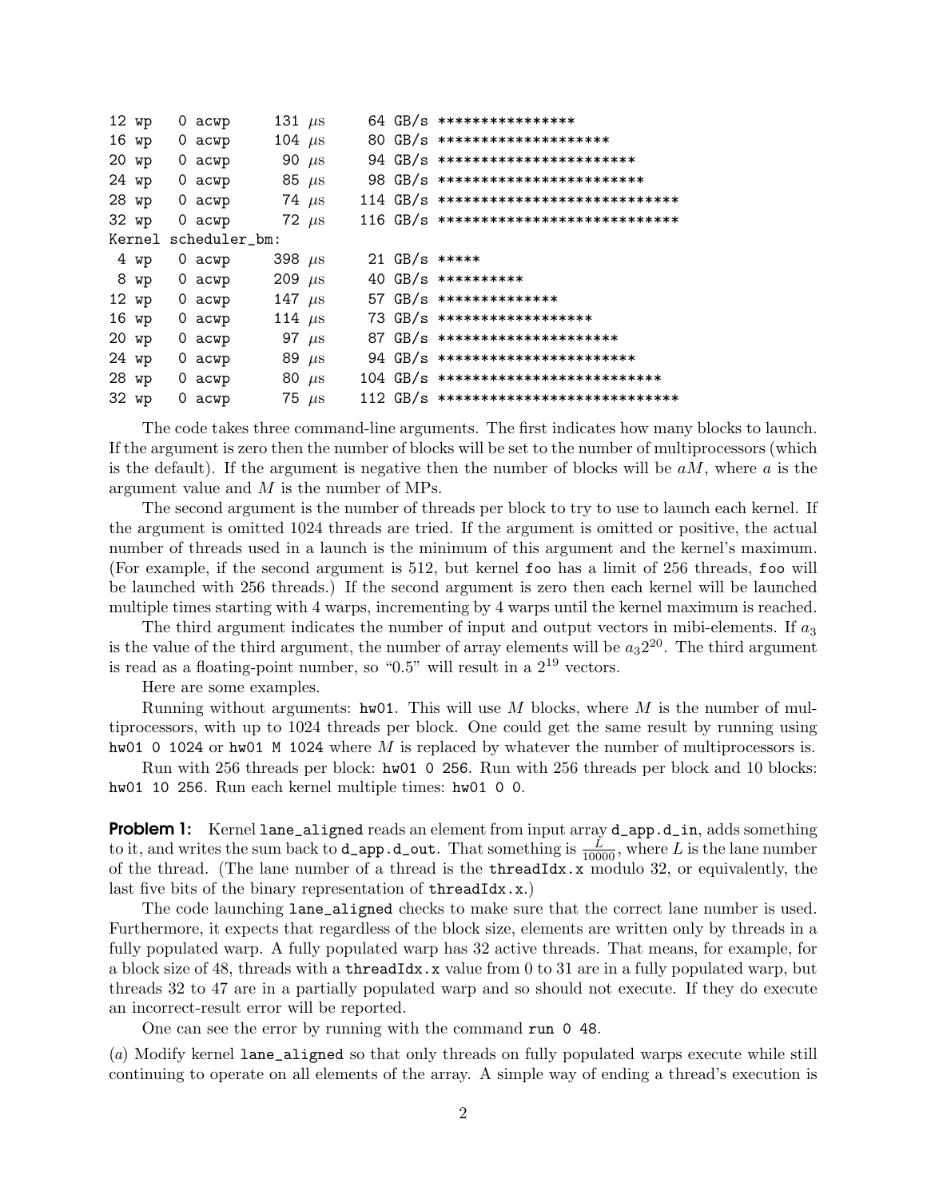```
12 wp   0 acwp    131 µs     64 GB/s ****************
16 wp   0 acwp    104 µs     80 GB/s ********************
20 wp   0 acwp     90 µs     94 GB/s ***********************
24 wp   0 acwp     85 µs     98 GB/s ************************
28 wp   0 acwp     74 µs    114 GB/s ****************************
32 wp   0 acwp     72 µs    116 GB/s ****************************
Kernel scheduler_bm:
 4 wp   0 acwp    398 µs     21 GB/s *****
 8 wp   0 acwp    209 µs     40 GB/s **********
12 wp   0 acwp    147 µs     57 GB/s **************
16 wp   0 acwp    114 µs     73 GB/s ******************
20 wp   0 acwp     97 µs     87 GB/s *********************
24 wp   0 acwp     89 µs     94 GB/s ***********************
28 wp   0 acwp     80 µs    104 GB/s **************************
32 wp   0 acwp     75 µs    112 GB/s ****************************
```

The code takes three command-line arguments. The first indicates how many blocks to launch. If the argument is zero then the number of blocks will be set to the number of multiprocessors (which is the default). If the argument is negative then the number of blocks will be $aM$, where $a$ is the argument value and $M$ is the number of MPs.

The second argument is the number of threads per block to try to use to launch each kernel. If the argument is omitted 1024 threads are tried. If the argument is omitted or positive, the actual number of threads used in a launch is the minimum of this argument and the kernel's maximum. (For example, if the second argument is 512, but kernel `foo` has a limit of 256 threads, `foo` will be launched with 256 threads.) If the second argument is zero then each kernel will be launched multiple times starting with 4 warps, incrementing by 4 warps until the kernel maximum is reached.

The third argument indicates the number of input and output vectors in mibi-elements. If $a_3$ is the value of the third argument, the number of array elements will be $a_3 2^{20}$. The third argument is read as a floating-point number, so "0.5" will result in a $2^{19}$ vectors.

Here are some examples.

Running without arguments: `hw01`. This will use $M$ blocks, where $M$ is the number of multiprocessors, with up to 1024 threads per block. One could get the same result by running using `hw01 0 1024` or `hw01 M 1024` where $M$ is replaced by whatever the number of multiprocessors is.

Run with 256 threads per block: `hw01 0 256`. Run with 256 threads per block and 10 blocks: `hw01 10 256`. Run each kernel multiple times: `hw01 0 0`.

**Problem 1:** Kernel `lane_aligned` reads an element from input array `d_app.d_in`, adds something to it, and writes the sum back to `d_app.d_out`. That something is $\frac{L}{10000}$, where $L$ is the lane number of the thread. (The lane number of a thread is the `threadIdx.x` modulo 32, or equivalently, the last five bits of the binary representation of `threadIdx.x`.)

The code launching `lane_aligned` checks to make sure that the correct lane number is used. Furthermore, it expects that regardless of the block size, elements are written only by threads in a fully populated warp. A fully populated warp has 32 active threads. That means, for example, for a block size of 48, threads with a `threadIdx.x` value from 0 to 31 are in a fully populated warp, but threads 32 to 47 are in a partially populated warp and so should not execute. If they do execute an incorrect-result error will be reported.

One can see the error by running with the command `run 0 48`.

(*a*) Modify kernel `lane_aligned` so that only threads on fully populated warps execute while still continuing to operate on all elements of the array. A simple way of ending a thread's execution is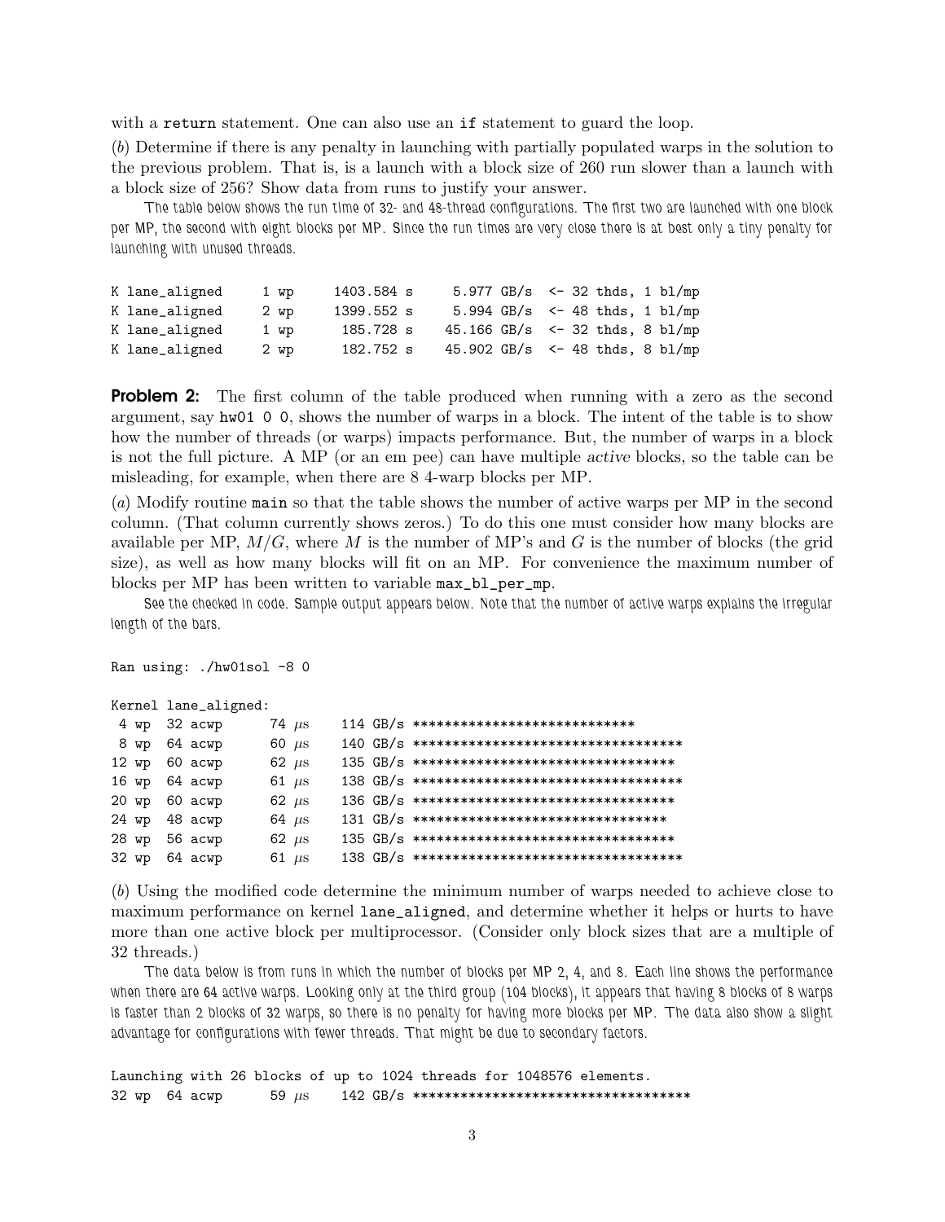with a `return` statement. One can also use an `if` statement to guard the loop.

(*b*) Determine if there is any penalty in launching with partially populated warps in the solution to the previous problem. That is, is a launch with a block size of 260 run slower than a launch with a block size of 256? Show data from runs to justify your answer.

The table below shows the run time of 32- and 48-thread configurations. The first two are launched with one block per MP, the second with eight blocks per MP. Since the run times are very close there is at best only a tiny penalty for launching with unused threads.

```
K lane_aligned     1 wp     1403.584 s     5.977 GB/s  <- 32 thds, 1 bl/mp
K lane_aligned     2 wp     1399.552 s     5.994 GB/s  <- 48 thds, 1 bl/mp
K lane_aligned     1 wp      185.728 s    45.166 GB/s  <- 32 thds, 8 bl/mp
K lane_aligned     2 wp      182.752 s    45.902 GB/s  <- 48 thds, 8 bl/mp
```

**Problem 2:** The first column of the table produced when running with a zero as the second argument, say `hw01 0 0`, shows the number of warps in a block. The intent of the table is to show how the number of threads (or warps) impacts performance. But, the number of warps in a block is not the full picture. A MP (or an em pee) can have multiple *active* blocks, so the table can be misleading, for example, when there are 8 4-warp blocks per MP.

(*a*) Modify routine `main` so that the table shows the number of active warps per MP in the second column. (That column currently shows zeros.) To do this one must consider how many blocks are available per MP, $M/G$, where $M$ is the number of MP's and $G$ is the number of blocks (the grid size), as well as how many blocks will fit on an MP. For convenience the maximum number of blocks per MP has been written to variable `max_bl_per_mp`.

See the checked in code. Sample output appears below. Note that the number of active warps explains the irregular length of the bars.

```
Ran using: ./hw01sol -8 0

Kernel lane_aligned:
 4 wp  32 acwp      74 μs     114 GB/s ****************************
 8 wp  64 acwp      60 μs     140 GB/s ***********************************
12 wp  60 acwp      62 μs     135 GB/s *********************************
16 wp  64 acwp      61 μs     138 GB/s ***********************************
20 wp  60 acwp      62 μs     136 GB/s *********************************
24 wp  48 acwp      64 μs     131 GB/s ********************************
28 wp  56 acwp      62 μs     135 GB/s *********************************
32 wp  64 acwp      61 μs     138 GB/s ***********************************
```

(*b*) Using the modified code determine the minimum number of warps needed to achieve close to maximum performance on kernel `lane_aligned`, and determine whether it helps or hurts to have more than one active block per multiprocessor. (Consider only block sizes that are a multiple of 32 threads.)

The data below is from runs in which the number of blocks per MP 2, 4, and 8. Each line shows the performance when there are 64 active warps. Looking only at the third group (104 blocks), it appears that having 8 blocks of 8 warps is faster than 2 blocks of 32 warps, so there is no penalty for having more blocks per MP. The data also show a slight advantage for configurations with fewer threads. That might be due to secondary factors.

```
Launching with 26 blocks of up to 1024 threads for 1048576 elements.
32 wp  64 acwp      59 μs     142 GB/s ************************************
```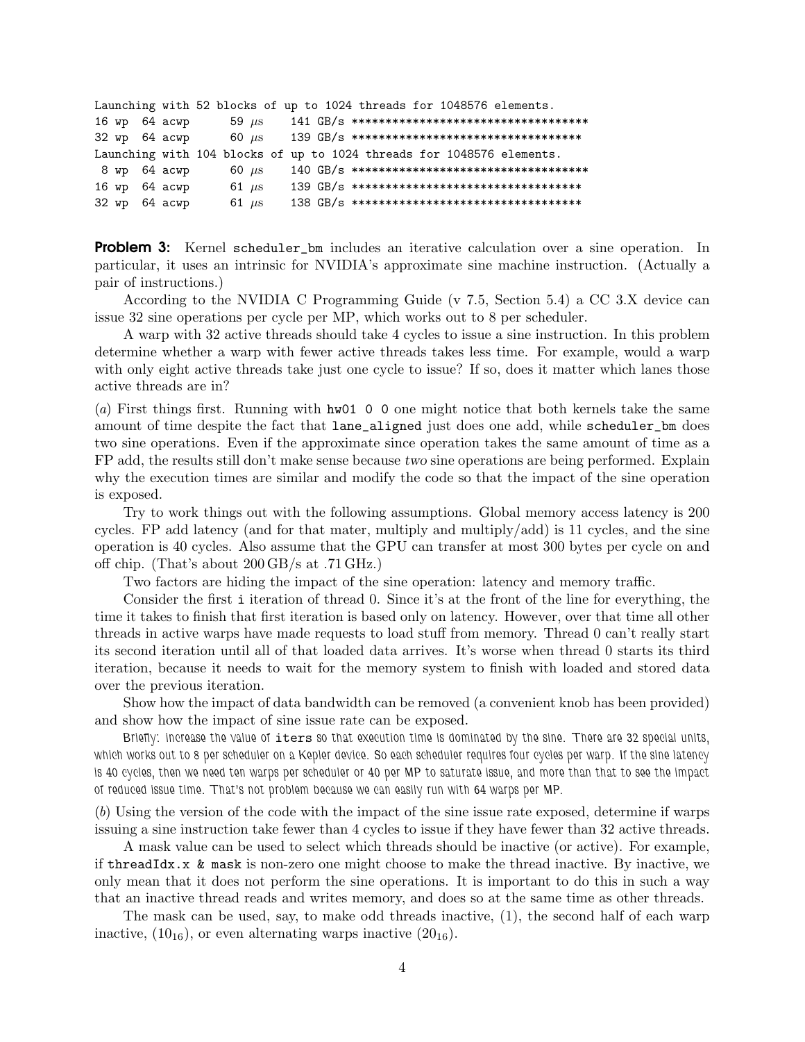```
Launching with 52 blocks of up to 1024 threads for 1048576 elements.
16 wp  64 acwp      59 µs    141 GB/s ***********************************
32 wp  64 acwp      60 µs    139 GB/s **********************************
Launching with 104 blocks of up to 1024 threads for 1048576 elements.
 8 wp  64 acwp      60 µs    140 GB/s ***********************************
16 wp  64 acwp      61 µs    139 GB/s **********************************
32 wp  64 acwp      61 µs    138 GB/s **********************************
```

**Problem 3:** Kernel `scheduler_bm` includes an iterative calculation over a sine operation. In particular, it uses an intrinsic for NVIDIA's approximate sine machine instruction. (Actually a pair of instructions.)

According to the NVIDIA C Programming Guide (v 7.5, Section 5.4) a CC 3.X device can issue 32 sine operations per cycle per MP, which works out to 8 per scheduler.

A warp with 32 active threads should take 4 cycles to issue a sine instruction. In this problem determine whether a warp with fewer active threads takes less time. For example, would a warp with only eight active threads take just one cycle to issue? If so, does it matter which lanes those active threads are in?

(*a*) First things first. Running with `hw01 0 0` one might notice that both kernels take the same amount of time despite the fact that `lane_aligned` just does one add, while `scheduler_bm` does two sine operations. Even if the approximate since operation takes the same amount of time as a FP add, the results still don't make sense because *two* sine operations are being performed. Explain why the execution times are similar and modify the code so that the impact of the sine operation is exposed.

Try to work things out with the following assumptions. Global memory access latency is 200 cycles. FP add latency (and for that mater, multiply and multiply/add) is 11 cycles, and the sine operation is 40 cycles. Also assume that the GPU can transfer at most 300 bytes per cycle on and off chip. (That's about 200 GB/s at .71 GHz.)

Two factors are hiding the impact of the sine operation: latency and memory traffic.

Consider the first `i` iteration of thread 0. Since it's at the front of the line for everything, the time it takes to finish that first iteration is based only on latency. However, over that time all other threads in active warps have made requests to load stuff from memory. Thread 0 can't really start its second iteration until all of that loaded data arrives. It's worse when thread 0 starts its third iteration, because it needs to wait for the memory system to finish with loaded and stored data over the previous iteration.

Show how the impact of data bandwidth can be removed (a convenient knob has been provided) and show how the impact of sine issue rate can be exposed.

*Briefly: Increase the value of* `iters` *so that execution time is dominated by the sine. There are 32 special units, which works out to 8 per scheduler on a Kepler device. So each scheduler requires four cycles per warp. If the sine latency is 40 cycles, then we need ten warps per scheduler or 40 per MP to saturate issue, and more than that to see the impact of reduced issue time. That's not problem because we can easily run with 64 warps per MP.*

(*b*) Using the version of the code with the impact of the sine issue rate exposed, determine if warps issuing a sine instruction take fewer than 4 cycles to issue if they have fewer than 32 active threads.

A mask value can be used to select which threads should be inactive (or active). For example, if `threadIdx.x & mask` is non-zero one might choose to make the thread inactive. By inactive, we only mean that it does not perform the sine operations. It is important to do this in such a way that an inactive thread reads and writes memory, and does so at the same time as other threads.

The mask can be used, say, to make odd threads inactive, (1), the second half of each warp inactive, ($10_{16}$), or even alternating warps inactive ($20_{16}$).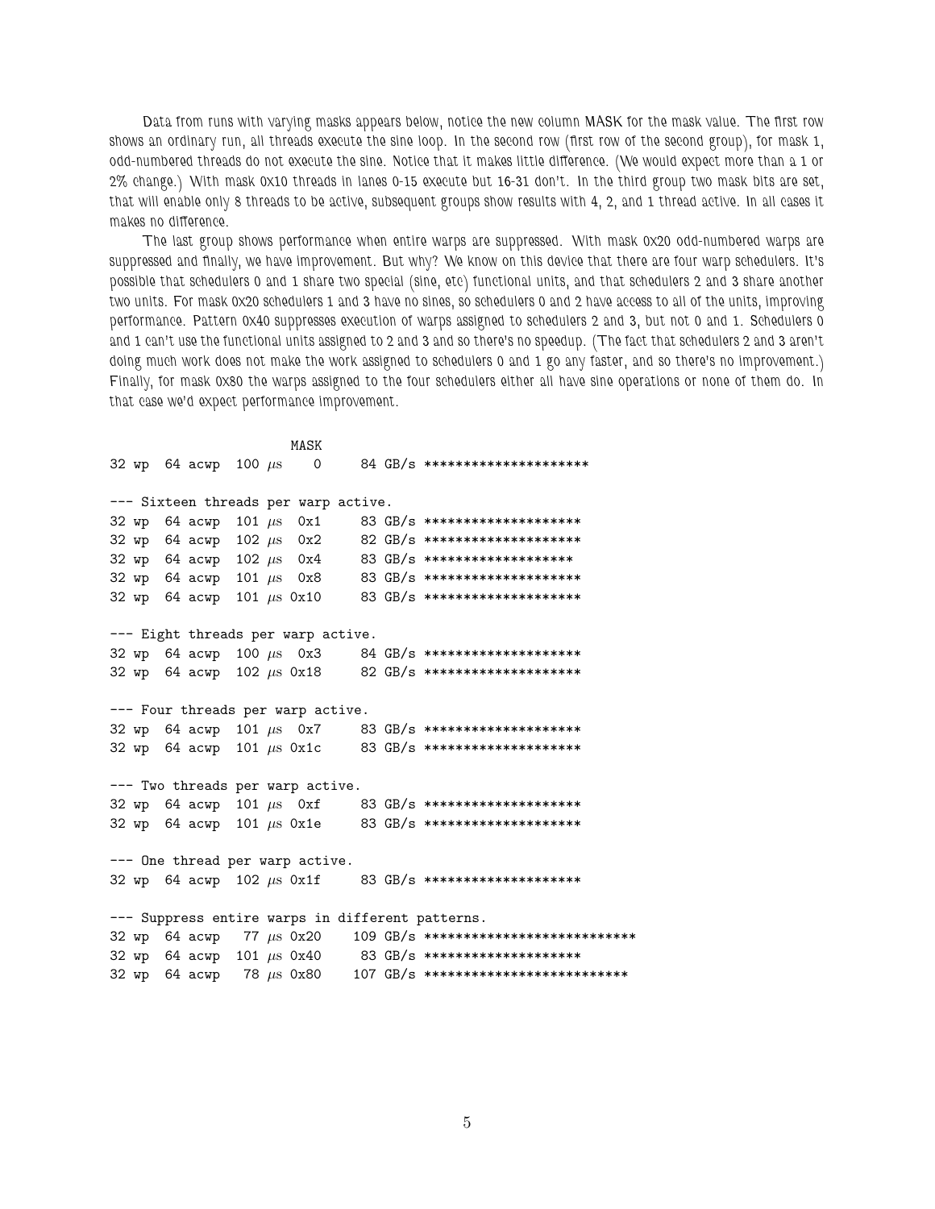Data from runs with varying masks appears below, notice the new column MASK for the mask value. The first row shows an ordinary run, all threads execute the sine loop. In the second row (first row of the second group), for mask 1, odd-numbered threads do not execute the sine. Notice that it makes little difference. (We would expect more than a 1 or 2% change.) With mask 0x10 threads in lanes 0-15 execute but 16-31 don't. In the third group two mask bits are set, that will enable only 8 threads to be active, subsequent groups show results with 4, 2, and 1 thread active. In all cases it makes no difference.

The last group shows performance when entire warps are suppressed. With mask 0x20 odd-numbered warps are suppressed and finally, we have improvement. But why? We know on this device that there are four warp schedulers. It's possible that schedulers 0 and 1 share two special (sine, etc) functional units, and that schedulers 2 and 3 share another two units. For mask 0x20 schedulers 1 and 3 have no sines, so schedulers 0 and 2 have access to all of the units, improving performance. Pattern 0x40 suppresses execution of warps assigned to schedulers 2 and 3, but not 0 and 1. Schedulers 0 and 1 can't use the functional units assigned to 2 and 3 and so there's no speedup. (The fact that schedulers 2 and 3 aren't doing much work does not make the work assigned to schedulers 0 and 1 go any faster, and so there's no improvement.) Finally, for mask 0x80 the warps assigned to the four schedulers either all have sine operations or none of them do. In that case we'd expect performance improvement.

```
                        MASK
32 wp  64 acwp  100 μs    0     84 GB/s *********************

--- Sixteen threads per warp active.
32 wp  64 acwp  101 μs  0x1     83 GB/s ********************
32 wp  64 acwp  102 μs  0x2     82 GB/s ********************
32 wp  64 acwp  102 μs  0x4     83 GB/s *******************
32 wp  64 acwp  101 μs  0x8     83 GB/s ********************
32 wp  64 acwp  101 μs 0x10     83 GB/s ********************

--- Eight threads per warp active.
32 wp  64 acwp  100 μs  0x3     84 GB/s ********************
32 wp  64 acwp  102 μs 0x18     82 GB/s ********************

--- Four threads per warp active.
32 wp  64 acwp  101 μs  0x7     83 GB/s ********************
32 wp  64 acwp  101 μs 0x1c     83 GB/s ********************

--- Two threads per warp active.
32 wp  64 acwp  101 μs  0xf     83 GB/s ********************
32 wp  64 acwp  101 μs 0x1e     83 GB/s ********************

--- One thread per warp active.
32 wp  64 acwp  102 μs 0x1f     83 GB/s ********************

--- Suppress entire warps in different patterns.
32 wp  64 acwp   77 μs 0x20    109 GB/s ***************************
32 wp  64 acwp  101 μs 0x40     83 GB/s ********************
32 wp  64 acwp   78 μs 0x80    107 GB/s **************************
```